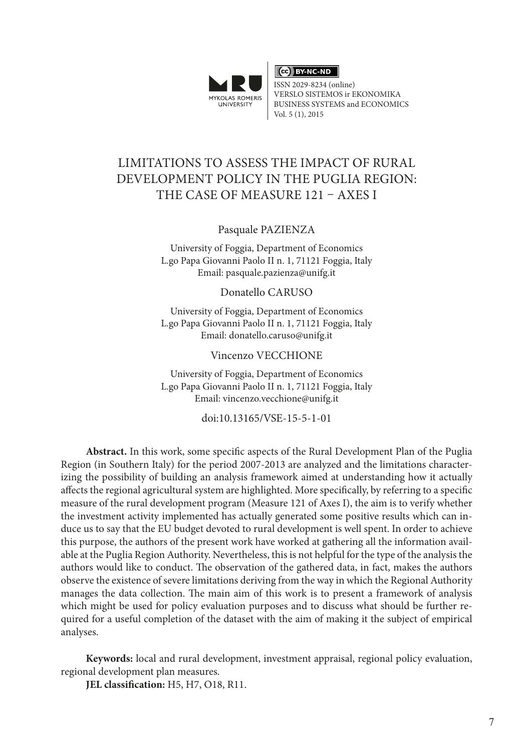# LIMITATIONS TO ASSESS THE IMPACT OF RURAL DEVELOPMENT POLICY IN THE PUGLIA REGION: THE CASE OF MEASURE 121 – AXES I

Pasquale PAZIENZA

University of Foggia, Department of Economics
L.go Papa Giovanni Paolo II n. 1, 71121 Foggia, Italy
Email: pasquale.pazienza@unifg.it

Donatello CARUSO

University of Foggia, Department of Economics
L.go Papa Giovanni Paolo II n. 1, 71121 Foggia, Italy
Email: donatello.caruso@unifg.it

Vincenzo VECCHIONE

University of Foggia, Department of Economics
L.go Papa Giovanni Paolo II n. 1, 71121 Foggia, Italy
Email: vincenzo.vecchione@unifg.it

doi:10.13165/VSE-15-5-1-01

**Abstract.** In this work, some specific aspects of the Rural Development Plan of the Puglia Region (in Southern Italy) for the period 2007-2013 are analyzed and the limitations characterizing the possibility of building an analysis framework aimed at understanding how it actually affects the regional agricultural system are highlighted. More specifically, by referring to a specific measure of the rural development program (Measure 121 of Axes I), the aim is to verify whether the investment activity implemented has actually generated some positive results which can induce us to say that the EU budget devoted to rural development is well spent. In order to achieve this purpose, the authors of the present work have worked at gathering all the information available at the Puglia Region Authority. Nevertheless, this is not helpful for the type of the analysis the authors would like to conduct. The observation of the gathered data, in fact, makes the authors observe the existence of severe limitations deriving from the way in which the Regional Authority manages the data collection. The main aim of this work is to present a framework of analysis which might be used for policy evaluation purposes and to discuss what should be further required for a useful completion of the dataset with the aim of making it the subject of empirical analyses.

**Keywords:** local and rural development, investment appraisal, regional policy evaluation, regional development plan measures.

**JEL classification:** H5, H7, O18, R11.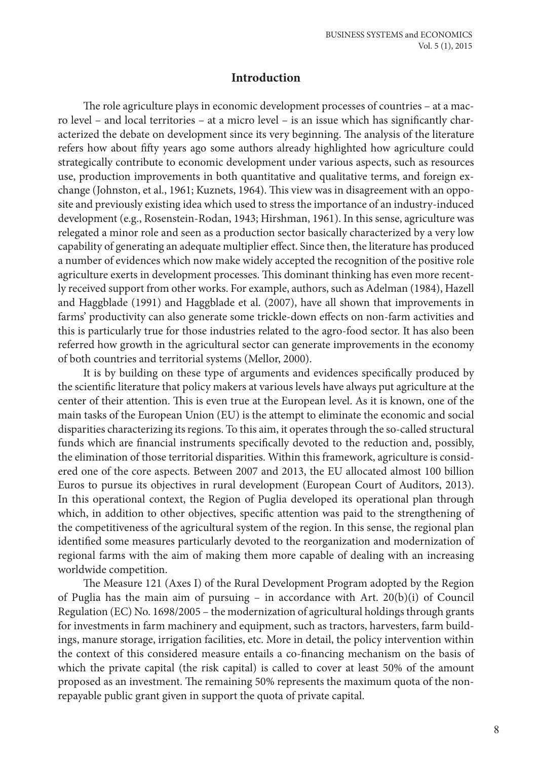## Introduction

The role agriculture plays in economic development processes of countries – at a macro level – and local territories – at a micro level – is an issue which has significantly characterized the debate on development since its very beginning. The analysis of the literature refers how about fifty years ago some authors already highlighted how agriculture could strategically contribute to economic development under various aspects, such as resources use, production improvements in both quantitative and qualitative terms, and foreign exchange (Johnston, et al., 1961; Kuznets, 1964). This view was in disagreement with an opposite and previously existing idea which used to stress the importance of an industry-induced development (e.g., Rosenstein-Rodan, 1943; Hirshman, 1961). In this sense, agriculture was relegated a minor role and seen as a production sector basically characterized by a very low capability of generating an adequate multiplier effect. Since then, the literature has produced a number of evidences which now make widely accepted the recognition of the positive role agriculture exerts in development processes. This dominant thinking has even more recently received support from other works. For example, authors, such as Adelman (1984), Hazell and Haggblade (1991) and Haggblade et al. (2007), have all shown that improvements in farms' productivity can also generate some trickle-down effects on non-farm activities and this is particularly true for those industries related to the agro-food sector. It has also been referred how growth in the agricultural sector can generate improvements in the economy of both countries and territorial systems (Mellor, 2000).

It is by building on these type of arguments and evidences specifically produced by the scientific literature that policy makers at various levels have always put agriculture at the center of their attention. This is even true at the European level. As it is known, one of the main tasks of the European Union (EU) is the attempt to eliminate the economic and social disparities characterizing its regions. To this aim, it operates through the so-called structural funds which are financial instruments specifically devoted to the reduction and, possibly, the elimination of those territorial disparities. Within this framework, agriculture is considered one of the core aspects. Between 2007 and 2013, the EU allocated almost 100 billion Euros to pursue its objectives in rural development (European Court of Auditors, 2013). In this operational context, the Region of Puglia developed its operational plan through which, in addition to other objectives, specific attention was paid to the strengthening of the competitiveness of the agricultural system of the region. In this sense, the regional plan identified some measures particularly devoted to the reorganization and modernization of regional farms with the aim of making them more capable of dealing with an increasing worldwide competition.

The Measure 121 (Axes I) of the Rural Development Program adopted by the Region of Puglia has the main aim of pursuing – in accordance with Art. 20(b)(i) of Council Regulation (EC) No. 1698/2005 – the modernization of agricultural holdings through grants for investments in farm machinery and equipment, such as tractors, harvesters, farm buildings, manure storage, irrigation facilities, etc. More in detail, the policy intervention within the context of this considered measure entails a co-financing mechanism on the basis of which the private capital (the risk capital) is called to cover at least 50% of the amount proposed as an investment. The remaining 50% represents the maximum quota of the non-repayable public grant given in support the quota of private capital.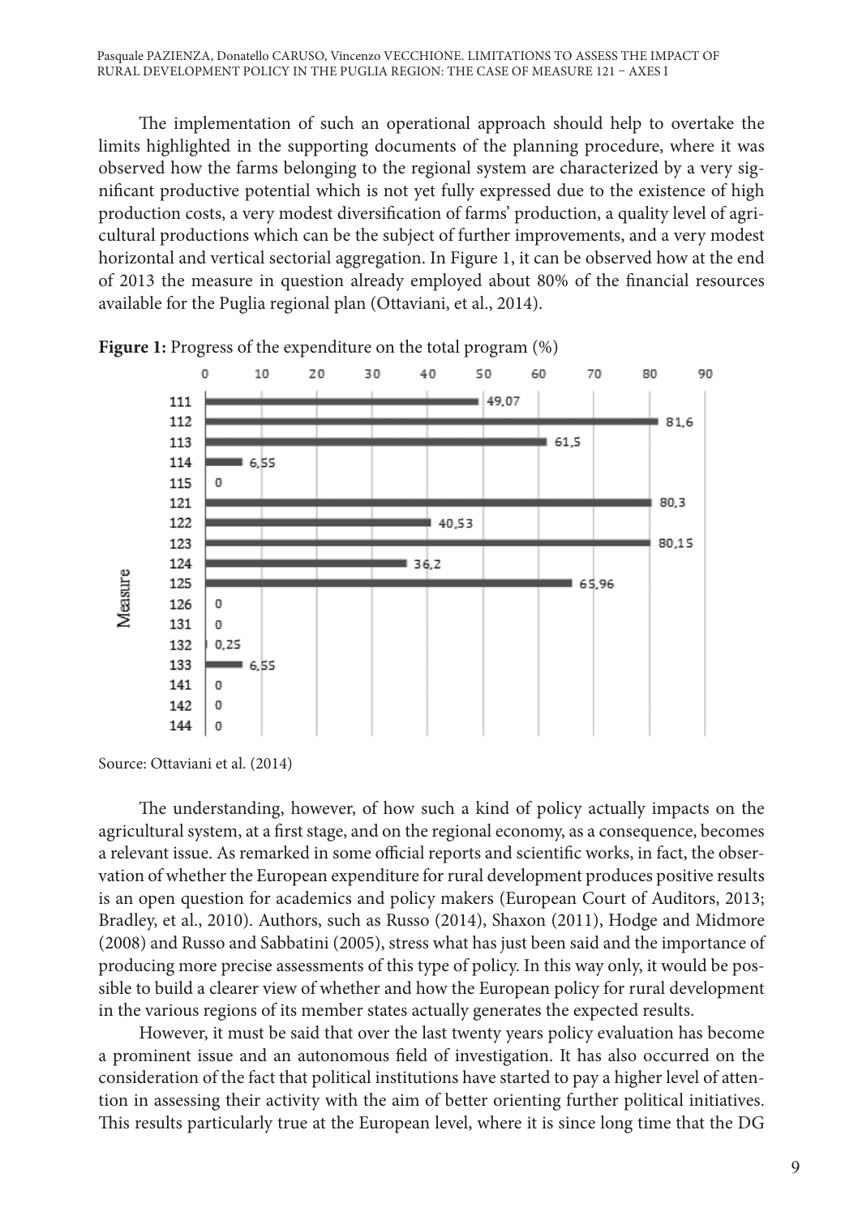The implementation of such an operational approach should help to overtake the limits highlighted in the supporting documents of the planning procedure, where it was observed how the farms belonging to the regional system are characterized by a very significant productive potential which is not yet fully expressed due to the existence of high production costs, a very modest diversification of farms' production, a quality level of agricultural productions which can be the subject of further improvements, and a very modest horizontal and vertical sectorial aggregation. In Figure 1, it can be observed how at the end of 2013 the measure in question already employed about 80% of the financial resources available for the Puglia regional plan (Ottaviani, et al., 2014).

**Figure 1:** Progress of the expenditure on the total program (%)

Source: Ottaviani et al. (2014)

The understanding, however, of how such a kind of policy actually impacts on the agricultural system, at a first stage, and on the regional economy, as a consequence, becomes a relevant issue. As remarked in some official reports and scientific works, in fact, the observation of whether the European expenditure for rural development produces positive results is an open question for academics and policy makers (European Court of Auditors, 2013; Bradley, et al., 2010). Authors, such as Russo (2014), Shaxon (2011), Hodge and Midmore (2008) and Russo and Sabbatini (2005), stress what has just been said and the importance of producing more precise assessments of this type of policy. In this way only, it would be possible to build a clearer view of whether and how the European policy for rural development in the various regions of its member states actually generates the expected results.

However, it must be said that over the last twenty years policy evaluation has become a prominent issue and an autonomous field of investigation. It has also occurred on the consideration of the fact that political institutions have started to pay a higher level of attention in assessing their activity with the aim of better orienting further political initiatives. This results particularly true at the European level, where it is since long time that the DG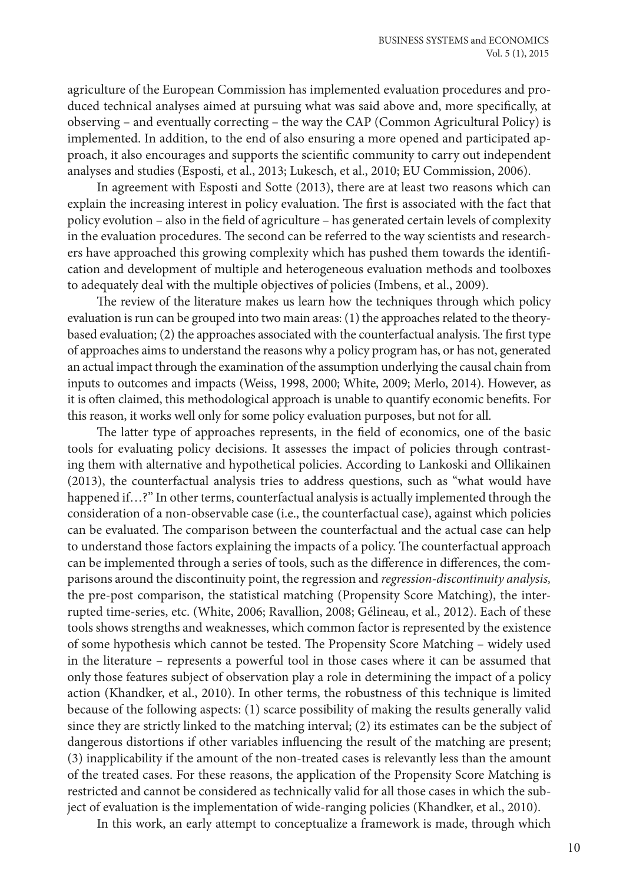agriculture of the European Commission has implemented evaluation procedures and produced technical analyses aimed at pursuing what was said above and, more specifically, at observing – and eventually correcting – the way the CAP (Common Agricultural Policy) is implemented. In addition, to the end of also ensuring a more opened and participated approach, it also encourages and supports the scientific community to carry out independent analyses and studies (Esposti, et al., 2013; Lukesch, et al., 2010; EU Commission, 2006).

In agreement with Esposti and Sotte (2013), there are at least two reasons which can explain the increasing interest in policy evaluation. The first is associated with the fact that policy evolution – also in the field of agriculture – has generated certain levels of complexity in the evaluation procedures. The second can be referred to the way scientists and researchers have approached this growing complexity which has pushed them towards the identification and development of multiple and heterogeneous evaluation methods and toolboxes to adequately deal with the multiple objectives of policies (Imbens, et al., 2009).

The review of the literature makes us learn how the techniques through which policy evaluation is run can be grouped into two main areas: (1) the approaches related to the theory-based evaluation; (2) the approaches associated with the counterfactual analysis. The first type of approaches aims to understand the reasons why a policy program has, or has not, generated an actual impact through the examination of the assumption underlying the causal chain from inputs to outcomes and impacts (Weiss, 1998, 2000; White, 2009; Merlo, 2014). However, as it is often claimed, this methodological approach is unable to quantify economic benefits. For this reason, it works well only for some policy evaluation purposes, but not for all.

The latter type of approaches represents, in the field of economics, one of the basic tools for evaluating policy decisions. It assesses the impact of policies through contrasting them with alternative and hypothetical policies. According to Lankoski and Ollikainen (2013), the counterfactual analysis tries to address questions, such as "what would have happened if…?" In other terms, counterfactual analysis is actually implemented through the consideration of a non-observable case (i.e., the counterfactual case), against which policies can be evaluated. The comparison between the counterfactual and the actual case can help to understand those factors explaining the impacts of a policy. The counterfactual approach can be implemented through a series of tools, such as the difference in differences, the comparisons around the discontinuity point, the regression and *regression-discontinuity analysis,* the pre-post comparison, the statistical matching (Propensity Score Matching), the interrupted time-series, etc. (White, 2006; Ravallion, 2008; Gélineau, et al., 2012). Each of these tools shows strengths and weaknesses, which common factor is represented by the existence of some hypothesis which cannot be tested. The Propensity Score Matching – widely used in the literature – represents a powerful tool in those cases where it can be assumed that only those features subject of observation play a role in determining the impact of a policy action (Khandker, et al., 2010). In other terms, the robustness of this technique is limited because of the following aspects: (1) scarce possibility of making the results generally valid since they are strictly linked to the matching interval; (2) its estimates can be the subject of dangerous distortions if other variables influencing the result of the matching are present; (3) inapplicability if the amount of the non-treated cases is relevantly less than the amount of the treated cases. For these reasons, the application of the Propensity Score Matching is restricted and cannot be considered as technically valid for all those cases in which the subject of evaluation is the implementation of wide-ranging policies (Khandker, et al., 2010).

In this work, an early attempt to conceptualize a framework is made, through which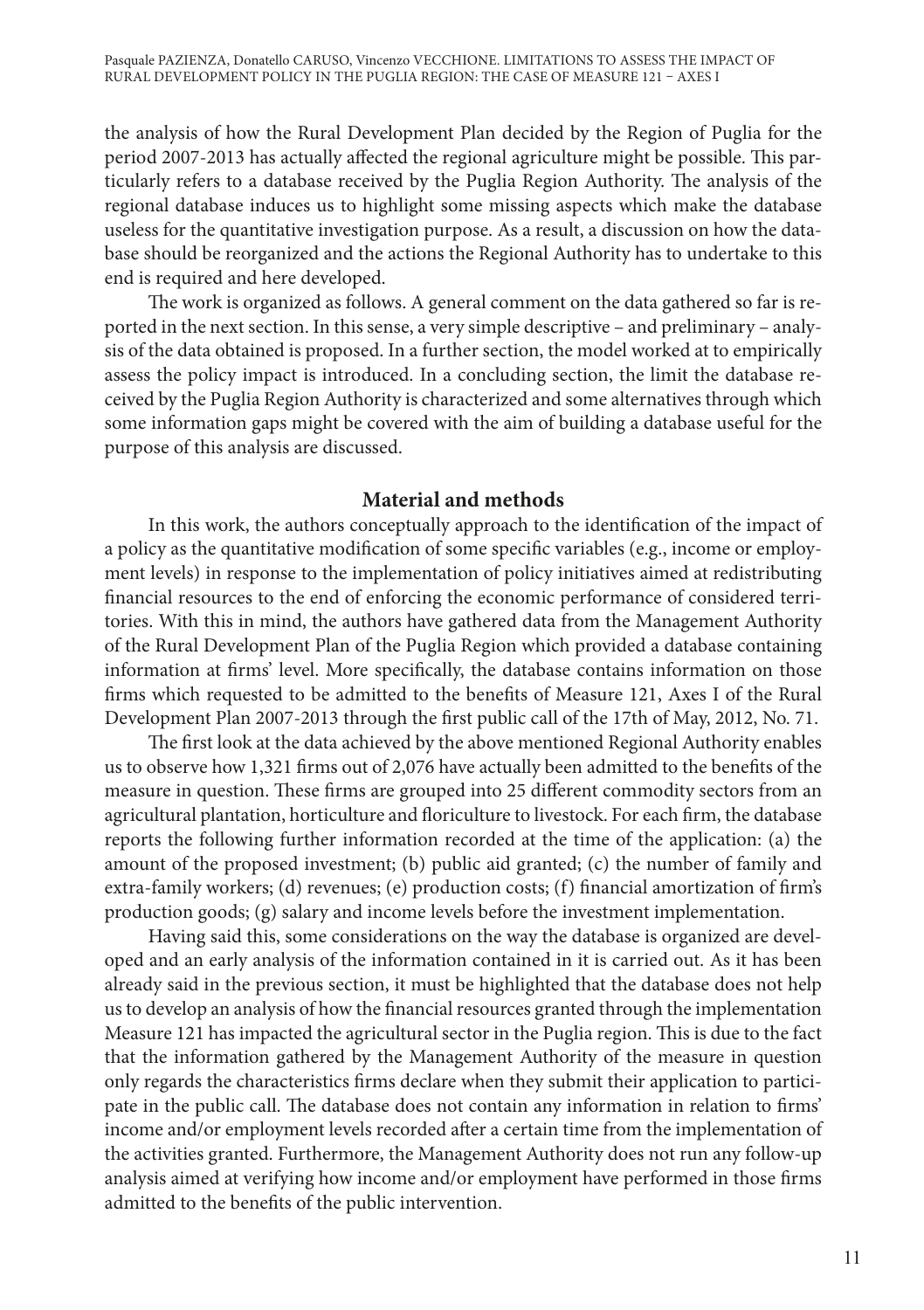the analysis of how the Rural Development Plan decided by the Region of Puglia for the period 2007-2013 has actually affected the regional agriculture might be possible. This particularly refers to a database received by the Puglia Region Authority. The analysis of the regional database induces us to highlight some missing aspects which make the database useless for the quantitative investigation purpose. As a result, a discussion on how the database should be reorganized and the actions the Regional Authority has to undertake to this end is required and here developed.

The work is organized as follows. A general comment on the data gathered so far is reported in the next section. In this sense, a very simple descriptive – and preliminary – analysis of the data obtained is proposed. In a further section, the model worked at to empirically assess the policy impact is introduced. In a concluding section, the limit the database received by the Puglia Region Authority is characterized and some alternatives through which some information gaps might be covered with the aim of building a database useful for the purpose of this analysis are discussed.

## Material and methods

In this work, the authors conceptually approach to the identification of the impact of a policy as the quantitative modification of some specific variables (e.g., income or employment levels) in response to the implementation of policy initiatives aimed at redistributing financial resources to the end of enforcing the economic performance of considered territories. With this in mind, the authors have gathered data from the Management Authority of the Rural Development Plan of the Puglia Region which provided a database containing information at firms' level. More specifically, the database contains information on those firms which requested to be admitted to the benefits of Measure 121, Axes I of the Rural Development Plan 2007-2013 through the first public call of the 17th of May, 2012, No. 71.

The first look at the data achieved by the above mentioned Regional Authority enables us to observe how 1,321 firms out of 2,076 have actually been admitted to the benefits of the measure in question. These firms are grouped into 25 different commodity sectors from an agricultural plantation, horticulture and floriculture to livestock. For each firm, the database reports the following further information recorded at the time of the application: (a) the amount of the proposed investment; (b) public aid granted; (c) the number of family and extra-family workers; (d) revenues; (e) production costs; (f) financial amortization of firm's production goods; (g) salary and income levels before the investment implementation.

Having said this, some considerations on the way the database is organized are developed and an early analysis of the information contained in it is carried out. As it has been already said in the previous section, it must be highlighted that the database does not help us to develop an analysis of how the financial resources granted through the implementation Measure 121 has impacted the agricultural sector in the Puglia region. This is due to the fact that the information gathered by the Management Authority of the measure in question only regards the characteristics firms declare when they submit their application to participate in the public call. The database does not contain any information in relation to firms' income and/or employment levels recorded after a certain time from the implementation of the activities granted. Furthermore, the Management Authority does not run any follow-up analysis aimed at verifying how income and/or employment have performed in those firms admitted to the benefits of the public intervention.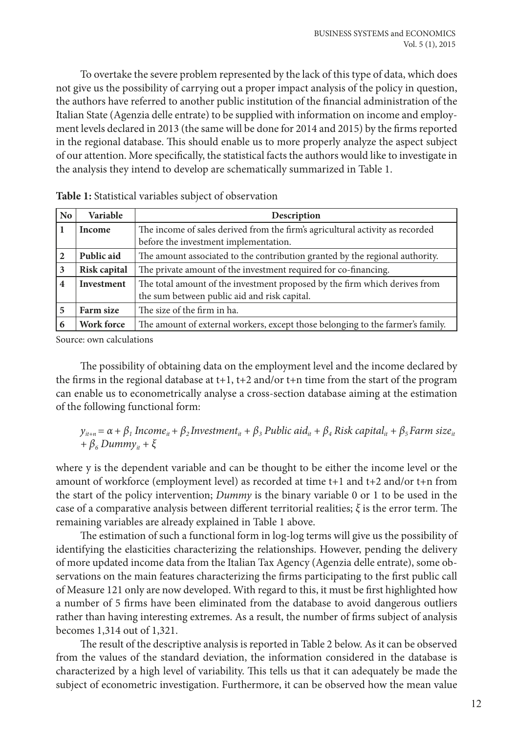To overtake the severe problem represented by the lack of this type of data, which does not give us the possibility of carrying out a proper impact analysis of the policy in question, the authors have referred to another public institution of the financial administration of the Italian State (Agenzia delle entrate) to be supplied with information on income and employment levels declared in 2013 (the same will be done for 2014 and 2015) by the firms reported in the regional database. This should enable us to more properly analyze the aspect subject of our attention. More specifically, the statistical facts the authors would like to investigate in the analysis they intend to develop are schematically summarized in Table 1.

**Table 1:** Statistical variables subject of observation

| No | Variable | Description |
|---|---|---|
| **1** | **Income** | The income of sales derived from the firm's agricultural activity as recorded before the investment implementation. |
| **2** | **Public aid** | The amount associated to the contribution granted by the regional authority. |
| **3** | **Risk capital** | The private amount of the investment required for co-financing. |
| **4** | **Investment** | The total amount of the investment proposed by the firm which derives from the sum between public aid and risk capital. |
| **5** | **Farm size** | The size of the firm in ha. |
| **6** | **Work force** | The amount of external workers, except those belonging to the farmer's family. |

Source: own calculations

The possibility of obtaining data on the employment level and the income declared by the firms in the regional database at t+1, t+2 and/or t+n time from the start of the program can enable us to econometrically analyse a cross-section database aiming at the estimation of the following functional form:

$$y_{it+n} = \alpha + \beta_1 \, Income_{it} + \beta_2 \, Investment_{it} + \beta_3 \, Public\ aid_{it} + \beta_4 \, Risk\ capital_{it} + \beta_5 \, Farm\ size_{it} + \beta_6 \, Dummy_{it} + \xi$$

where y is the dependent variable and can be thought to be either the income level or the amount of workforce (employment level) as recorded at time t+1 and t+2 and/or t+n from the start of the policy intervention; *Dummy* is the binary variable 0 or 1 to be used in the case of a comparative analysis between different territorial realities; $\xi$ is the error term. The remaining variables are already explained in Table 1 above.

The estimation of such a functional form in log-log terms will give us the possibility of identifying the elasticities characterizing the relationships. However, pending the delivery of more updated income data from the Italian Tax Agency (Agenzia delle entrate), some observations on the main features characterizing the firms participating to the first public call of Measure 121 only are now developed. With regard to this, it must be first highlighted how a number of 5 firms have been eliminated from the database to avoid dangerous outliers rather than having interesting extremes. As a result, the number of firms subject of analysis becomes 1,314 out of 1,321.

The result of the descriptive analysis is reported in Table 2 below. As it can be observed from the values of the standard deviation, the information considered in the database is characterized by a high level of variability. This tells us that it can adequately be made the subject of econometric investigation. Furthermore, it can be observed how the mean value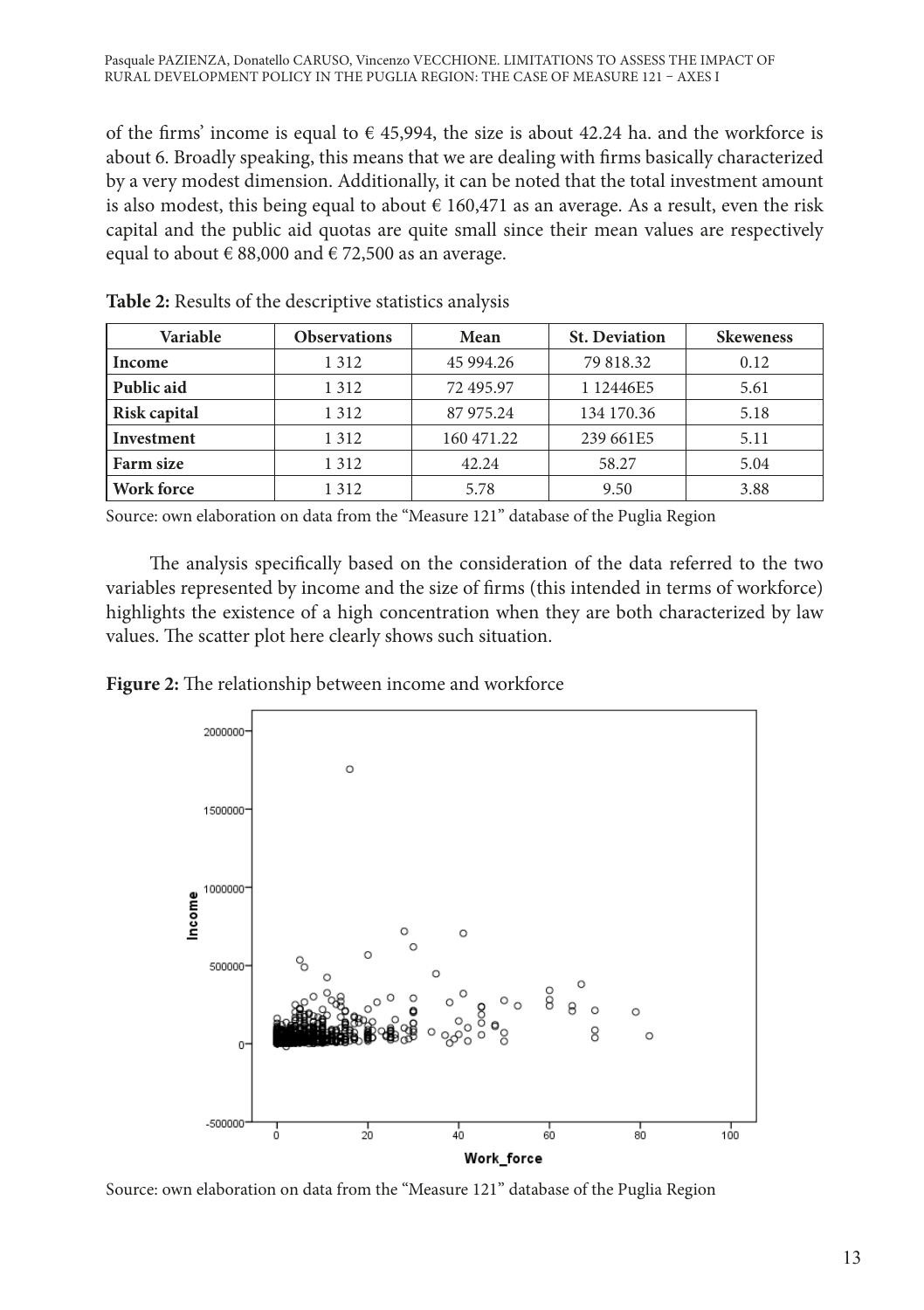of the firms' income is equal to € 45,994, the size is about 42.24 ha. and the workforce is about 6. Broadly speaking, this means that we are dealing with firms basically characterized by a very modest dimension. Additionally, it can be noted that the total investment amount is also modest, this being equal to about € 160,471 as an average. As a result, even the risk capital and the public aid quotas are quite small since their mean values are respectively equal to about € 88,000 and € 72,500 as an average.

**Table 2:** Results of the descriptive statistics analysis

| Variable | Observations | Mean | St. Deviation | Skeweness |
|---|---|---|---|---|
| **Income** | 1 312 | 45 994.26 | 79 818.32 | 0.12 |
| **Public aid** | 1 312 | 72 495.97 | 1 12446E5 | 5.61 |
| **Risk capital** | 1 312 | 87 975.24 | 134 170.36 | 5.18 |
| **Investment** | 1 312 | 160 471.22 | 239 661E5 | 5.11 |
| **Farm size** | 1 312 | 42.24 | 58.27 | 5.04 |
| **Work force** | 1 312 | 5.78 | 9.50 | 3.88 |

Source: own elaboration on data from the "Measure 121" database of the Puglia Region

The analysis specifically based on the consideration of the data referred to the two variables represented by income and the size of firms (this intended in terms of workforce) highlights the existence of a high concentration when they are both characterized by law values. The scatter plot here clearly shows such situation.

**Figure 2:** The relationship between income and workforce

Source: own elaboration on data from the "Measure 121" database of the Puglia Region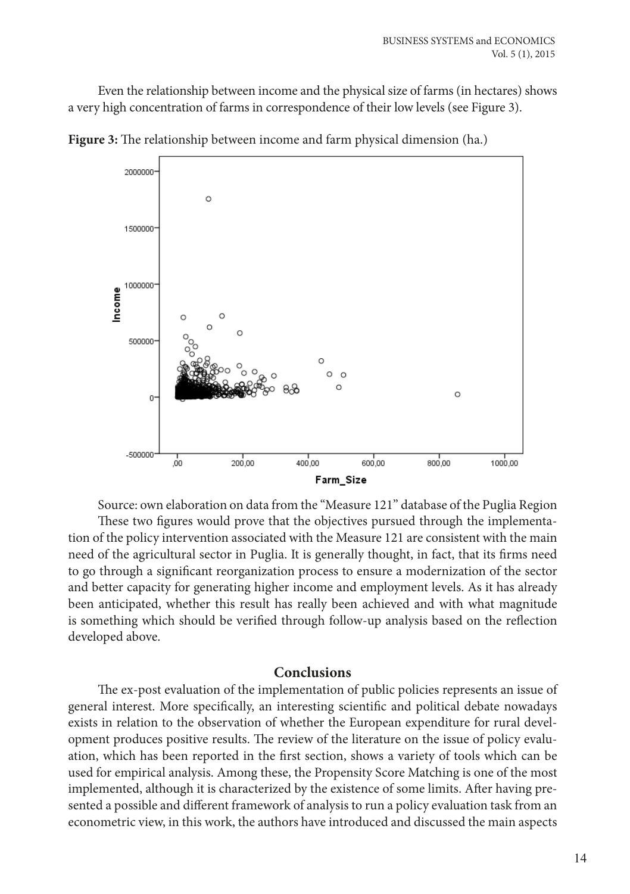Even the relationship between income and the physical size of farms (in hectares) shows a very high concentration of farms in correspondence of their low levels (see Figure 3).

**Figure 3:** The relationship between income and farm physical dimension (ha.)

Source: own elaboration on data from the "Measure 121" database of the Puglia Region

These two figures would prove that the objectives pursued through the implementation of the policy intervention associated with the Measure 121 are consistent with the main need of the agricultural sector in Puglia. It is generally thought, in fact, that its firms need to go through a significant reorganization process to ensure a modernization of the sector and better capacity for generating higher income and employment levels. As it has already been anticipated, whether this result has really been achieved and with what magnitude is something which should be verified through follow-up analysis based on the reflection developed above.

## Conclusions

The ex-post evaluation of the implementation of public policies represents an issue of general interest. More specifically, an interesting scientific and political debate nowadays exists in relation to the observation of whether the European expenditure for rural development produces positive results. The review of the literature on the issue of policy evaluation, which has been reported in the first section, shows a variety of tools which can be used for empirical analysis. Among these, the Propensity Score Matching is one of the most implemented, although it is characterized by the existence of some limits. After having presented a possible and different framework of analysis to run a policy evaluation task from an econometric view, in this work, the authors have introduced and discussed the main aspects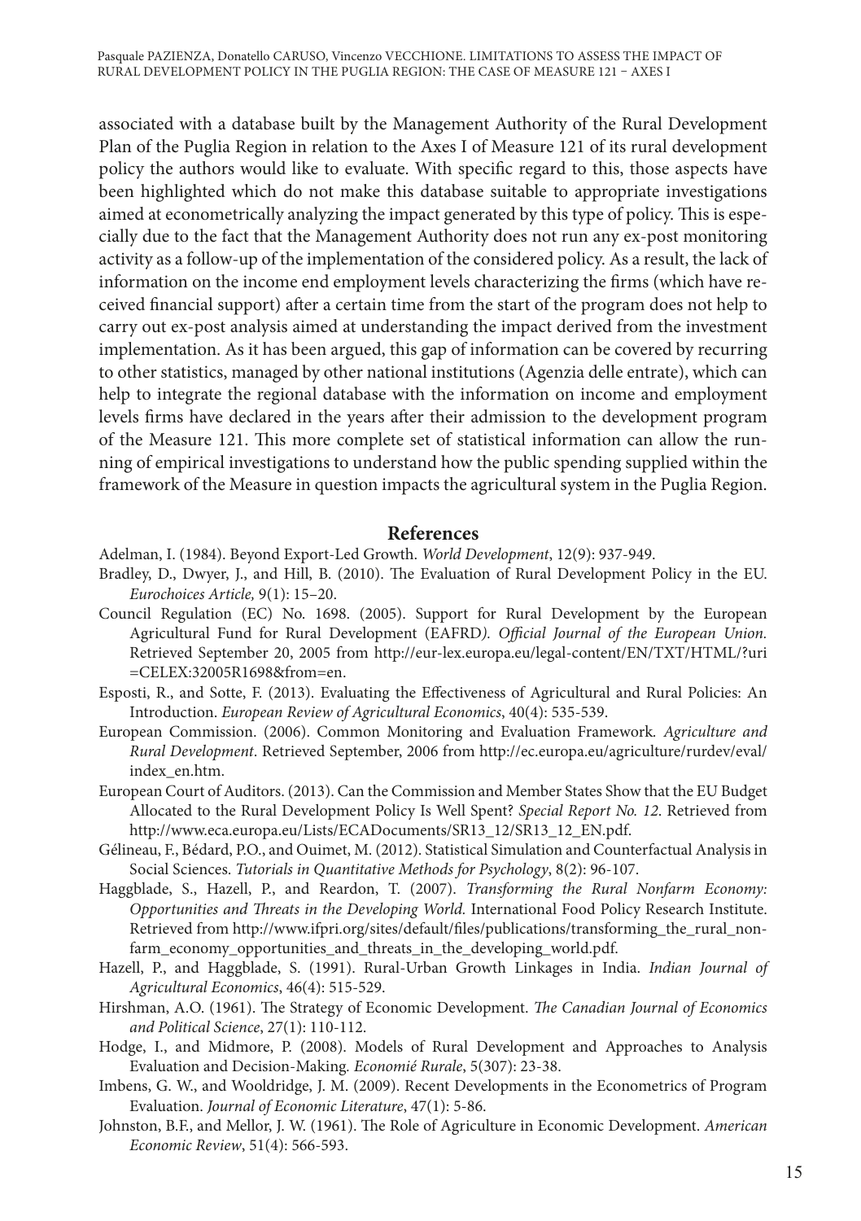associated with a database built by the Management Authority of the Rural Development Plan of the Puglia Region in relation to the Axes I of Measure 121 of its rural development policy the authors would like to evaluate. With specific regard to this, those aspects have been highlighted which do not make this database suitable to appropriate investigations aimed at econometrically analyzing the impact generated by this type of policy. This is especially due to the fact that the Management Authority does not run any ex-post monitoring activity as a follow-up of the implementation of the considered policy. As a result, the lack of information on the income end employment levels characterizing the firms (which have received financial support) after a certain time from the start of the program does not help to carry out ex-post analysis aimed at understanding the impact derived from the investment implementation. As it has been argued, this gap of information can be covered by recurring to other statistics, managed by other national institutions (Agenzia delle entrate), which can help to integrate the regional database with the information on income and employment levels firms have declared in the years after their admission to the development program of the Measure 121. This more complete set of statistical information can allow the running of empirical investigations to understand how the public spending supplied within the framework of the Measure in question impacts the agricultural system in the Puglia Region.

## References

Adelman, I. (1984). Beyond Export-Led Growth. *World Development*, 12(9): 937-949.

Bradley, D., Dwyer, J., and Hill, B. (2010). The Evaluation of Rural Development Policy in the EU. *Eurochoices Article,* 9(1): 15–20.

Council Regulation (EC) No. 1698. (2005). Support for Rural Development by the European Agricultural Fund for Rural Development (EAFRD*). Official Journal of the European Union.* Retrieved September 20, 2005 from http://eur-lex.europa.eu/legal-content/EN/TXT/HTML/?uri=CELEX:32005R1698&from=en.

Esposti, R., and Sotte, F. (2013). Evaluating the Effectiveness of Agricultural and Rural Policies: An Introduction. *European Review of Agricultural Economics*, 40(4): 535-539.

European Commission. (2006). Common Monitoring and Evaluation Framework*. Agriculture and Rural Development*. Retrieved September, 2006 from http://ec.europa.eu/agriculture/rurdev/eval/index_en.htm.

European Court of Auditors. (2013). Can the Commission and Member States Show that the EU Budget Allocated to the Rural Development Policy Is Well Spent? *Special Report No. 12*. Retrieved from http://www.eca.europa.eu/Lists/ECADocuments/SR13_12/SR13_12_EN.pdf.

Gélineau, F., Bédard, P.O., and Ouimet, M. (2012). Statistical Simulation and Counterfactual Analysis in Social Sciences. *Tutorials in Quantitative Methods for Psychology*, 8(2): 96-107.

Haggblade, S., Hazell, P., and Reardon, T. (2007). *Transforming the Rural Nonfarm Economy: Opportunities and Threats in the Developing World.* International Food Policy Research Institute. Retrieved from http://www.ifpri.org/sites/default/files/publications/transforming_the_rural_nonfarm_economy_opportunities_and_threats_in_the_developing_world.pdf.

Hazell, P., and Haggblade, S. (1991). Rural-Urban Growth Linkages in India. *Indian Journal of Agricultural Economics*, 46(4): 515-529.

Hirshman, A.O. (1961). The Strategy of Economic Development. *The Canadian Journal of Economics and Political Science*, 27(1): 110-112.

Hodge, I., and Midmore, P. (2008). Models of Rural Development and Approaches to Analysis Evaluation and Decision-Making*. Economié Rurale*, 5(307): 23-38.

Imbens, G. W., and Wooldridge, J. M. (2009). Recent Developments in the Econometrics of Program Evaluation. *Journal of Economic Literature*, 47(1): 5-86.

Johnston, B.F., and Mellor, J. W. (1961). The Role of Agriculture in Economic Development. *American Economic Review*, 51(4): 566-593.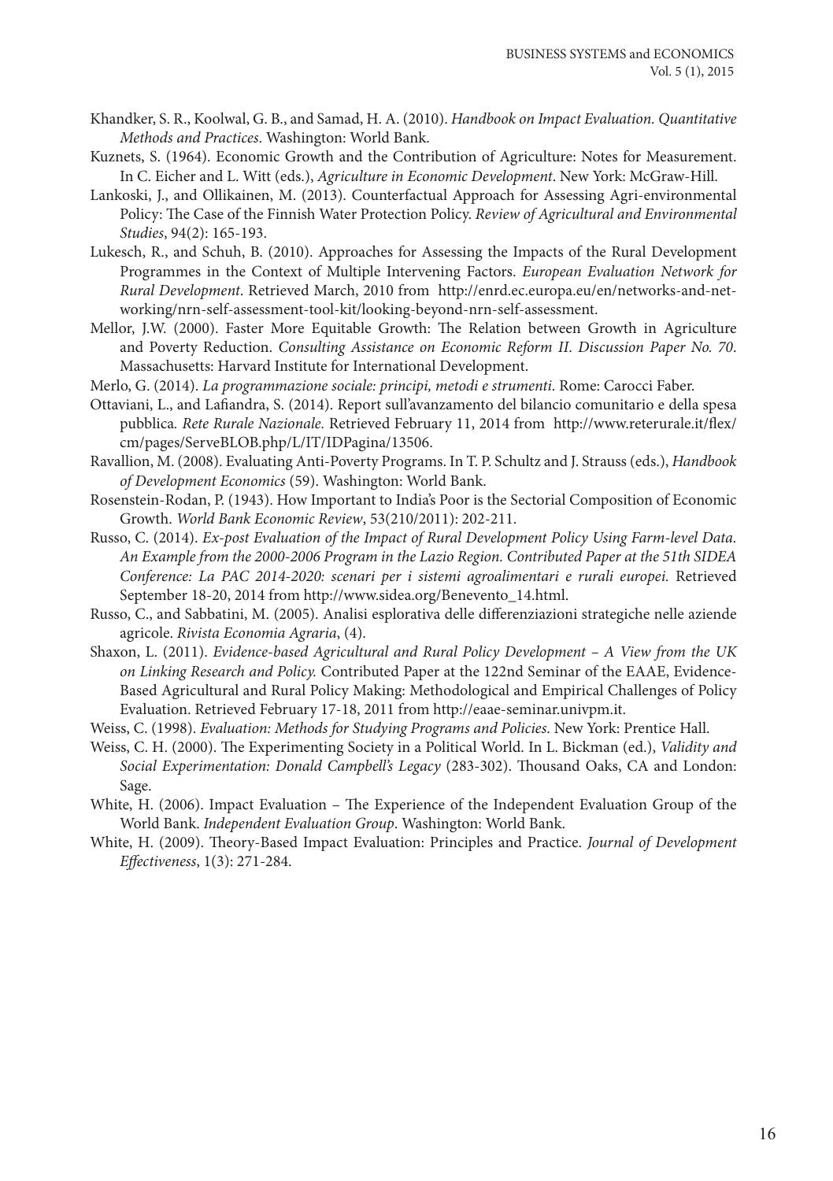Khandker, S. R., Koolwal, G. B., and Samad, H. A. (2010). *Handbook on Impact Evaluation. Quantitative Methods and Practices*. Washington: World Bank.

Kuznets, S. (1964). Economic Growth and the Contribution of Agriculture: Notes for Measurement. In C. Eicher and L. Witt (eds.), *Agriculture in Economic Development*. New York: McGraw-Hill.

Lankoski, J., and Ollikainen, M. (2013). Counterfactual Approach for Assessing Agri-environmental Policy: The Case of the Finnish Water Protection Policy. *Review of Agricultural and Environmental Studies*, 94(2): 165-193.

Lukesch, R., and Schuh, B. (2010). Approaches for Assessing the Impacts of the Rural Development Programmes in the Context of Multiple Intervening Factors. *European Evaluation Network for Rural Development*. Retrieved March, 2010 from http://enrd.ec.europa.eu/en/networks-and-networking/nrn-self-assessment-tool-kit/looking-beyond-nrn-self-assessment.

Mellor, J.W. (2000). Faster More Equitable Growth: The Relation between Growth in Agriculture and Poverty Reduction. *Consulting Assistance on Economic Reform II. Discussion Paper No. 70*. Massachusetts: Harvard Institute for International Development.

Merlo, G. (2014). *La programmazione sociale: principi, metodi e strumenti*. Rome: Carocci Faber.

Ottaviani, L., and Lafiandra, S. (2014). Report sull'avanzamento del bilancio comunitario e della spesa pubblica. *Rete Rurale Nazionale.* Retrieved February 11, 2014 from http://www.reterurale.it/flex/cm/pages/ServeBLOB.php/L/IT/IDPagina/13506.

Ravallion, M. (2008). Evaluating Anti-Poverty Programs. In T. P. Schultz and J. Strauss (eds.), *Handbook of Development Economics* (59). Washington: World Bank.

Rosenstein-Rodan, P. (1943). How Important to India's Poor is the Sectorial Composition of Economic Growth. *World Bank Economic Review*, 53(210/2011): 202-211.

Russo, C. (2014). *Ex-post Evaluation of the Impact of Rural Development Policy Using Farm-level Data. An Example from the 2000-2006 Program in the Lazio Region. Contributed Paper at the 51th SIDEA Conference: La PAC 2014-2020: scenari per i sistemi agroalimentari e rurali europei.* Retrieved September 18-20, 2014 from http://www.sidea.org/Benevento_14.html.

Russo, C., and Sabbatini, M. (2005). Analisi esplorativa delle differenziazioni strategiche nelle aziende agricole. *Rivista Economia Agraria*, (4).

Shaxon, L. (2011). *Evidence-based Agricultural and Rural Policy Development – A View from the UK on Linking Research and Policy.* Contributed Paper at the 122nd Seminar of the EAAE, Evidence-Based Agricultural and Rural Policy Making: Methodological and Empirical Challenges of Policy Evaluation. Retrieved February 17-18, 2011 from http://eaae-seminar.univpm.it.

Weiss, C. (1998). *Evaluation: Methods for Studying Programs and Policies*. New York: Prentice Hall.

Weiss, C. H. (2000). The Experimenting Society in a Political World. In L. Bickman (ed.), *Validity and Social Experimentation: Donald Campbell's Legacy* (283-302). Thousand Oaks, CA and London: Sage.

White, H. (2006). Impact Evaluation – The Experience of the Independent Evaluation Group of the World Bank. *Independent Evaluation Group*. Washington: World Bank.

White, H. (2009). Theory-Based Impact Evaluation: Principles and Practice. *Journal of Development Effectiveness*, 1(3): 271-284.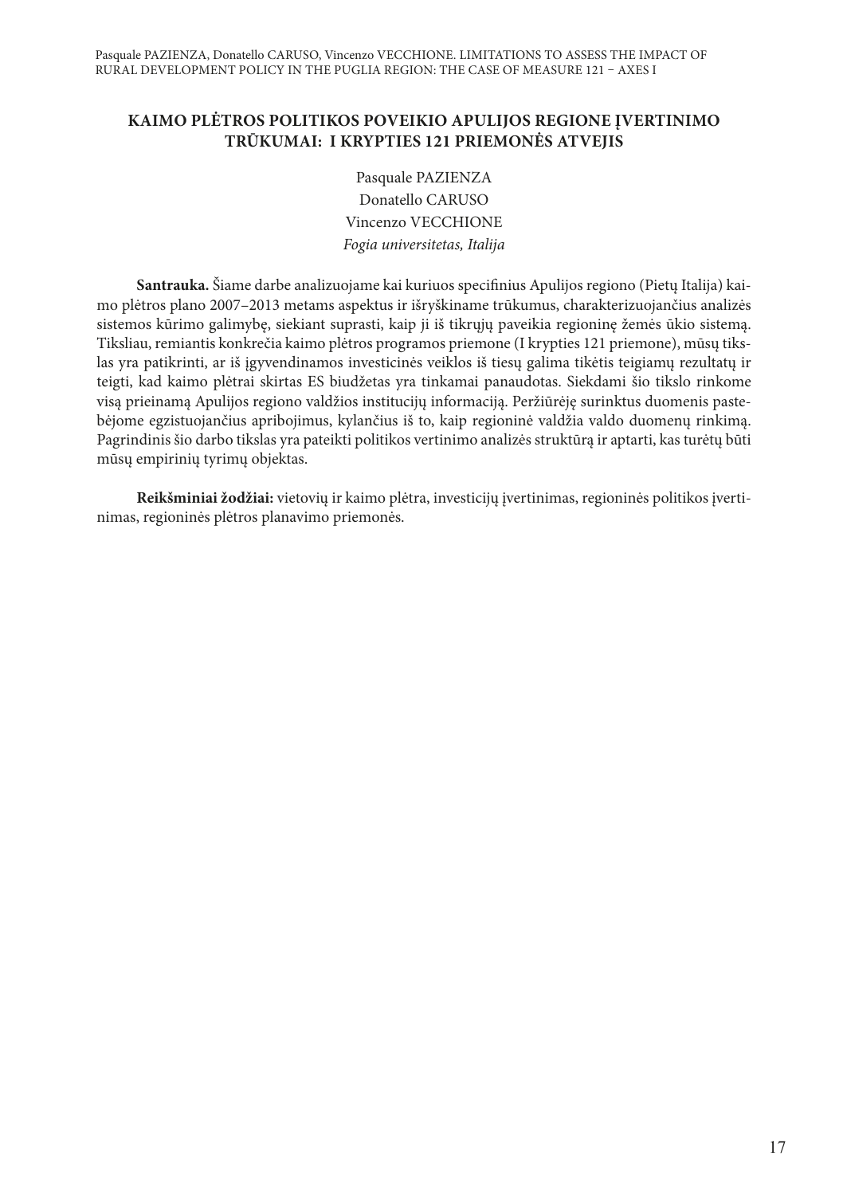## KAIMO PLĖTROS POLITIKOS POVEIKIO APULIJOS REGIONE ĮVERTINIMO TRŪKUMAI: I KRYPTIES 121 PRIEMONĖS ATVEJIS

Pasquale PAZIENZA
Donatello CARUSO
Vincenzo VECCHIONE
*Fogia universitetas, Italija*

**Santrauka.** Šiame darbe analizuojame kai kuriuos specifinius Apulijos regiono (Pietų Italija) kaimo plėtros plano 2007–2013 metams aspektus ir išryškiname trūkumus, charakterizuojančius analizės sistemos kūrimo galimybę, siekiant suprasti, kaip ji iš tikrųjų paveikia regioninę žemės ūkio sistemą. Tiksliau, remiantis konkrečia kaimo plėtros programos priemone (I krypties 121 priemone), mūsų tikslas yra patikrinti, ar iš įgyvendinamos investicinės veiklos iš tiesų galima tikėtis teigiamų rezultatų ir teigti, kad kaimo plėtrai skirtas ES biudžetas yra tinkamai panaudotas. Siekdami šio tikslo rinkome visą prieinamą Apulijos regiono valdžios institucijų informaciją. Peržiūrėję surinktus duomenis pastebėjome egzistuojančius apribojimus, kylančius iš to, kaip regioninė valdžia valdo duomenų rinkimą. Pagrindinis šio darbo tikslas yra pateikti politikos vertinimo analizės struktūrą ir aptarti, kas turėtų būti mūsų empirinių tyrimų objektas.

**Reikšminiai žodžiai:** vietovių ir kaimo plėtra, investicijų įvertinimas, regioninės politikos įvertinimas, regioninės plėtros planavimo priemonės.